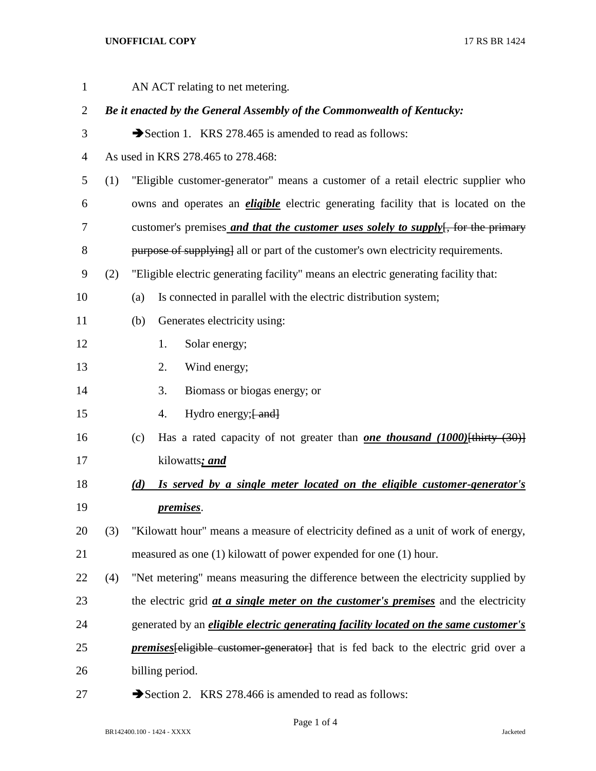AN ACT relating to net metering.

***Be it enacted by the General Assembly of the Commonwealth of Kentucky:***

➔Section 1. KRS 278.465 is amended to read as follows:

As used in KRS 278.465 to 278.468:

(1) "Eligible customer-generator" means a customer of a retail electric supplier who owns and operates an ***eligible*** electric generating facility that is located on the customer's premises ***and that the customer uses solely to supply***[, for the primary purpose of supplying] all or part of the customer's own electricity requirements.

(2) "Eligible electric generating facility" means an electric generating facility that:

(a) Is connected in parallel with the electric distribution system;

(b) Generates electricity using:

1. Solar energy;
2. Wind energy;
3. Biomass or biogas energy; or
4. Hydro energy;[ and]

(c) Has a rated capacity of not greater than ***one thousand (1000)***[thirty (30)] kilowatts***; and***

***(d) Is served by a single meter located on the eligible customer-generator's premises***.

(3) "Kilowatt hour" means a measure of electricity defined as a unit of work of energy, measured as one (1) kilowatt of power expended for one (1) hour.

(4) "Net metering" means measuring the difference between the electricity supplied by the electric grid ***at a single meter on the customer's premises*** and the electricity generated by an ***eligible electric generating facility located on the same customer's premises***[eligible customer-generator] that is fed back to the electric grid over a billing period.

➔Section 2. KRS 278.466 is amended to read as follows: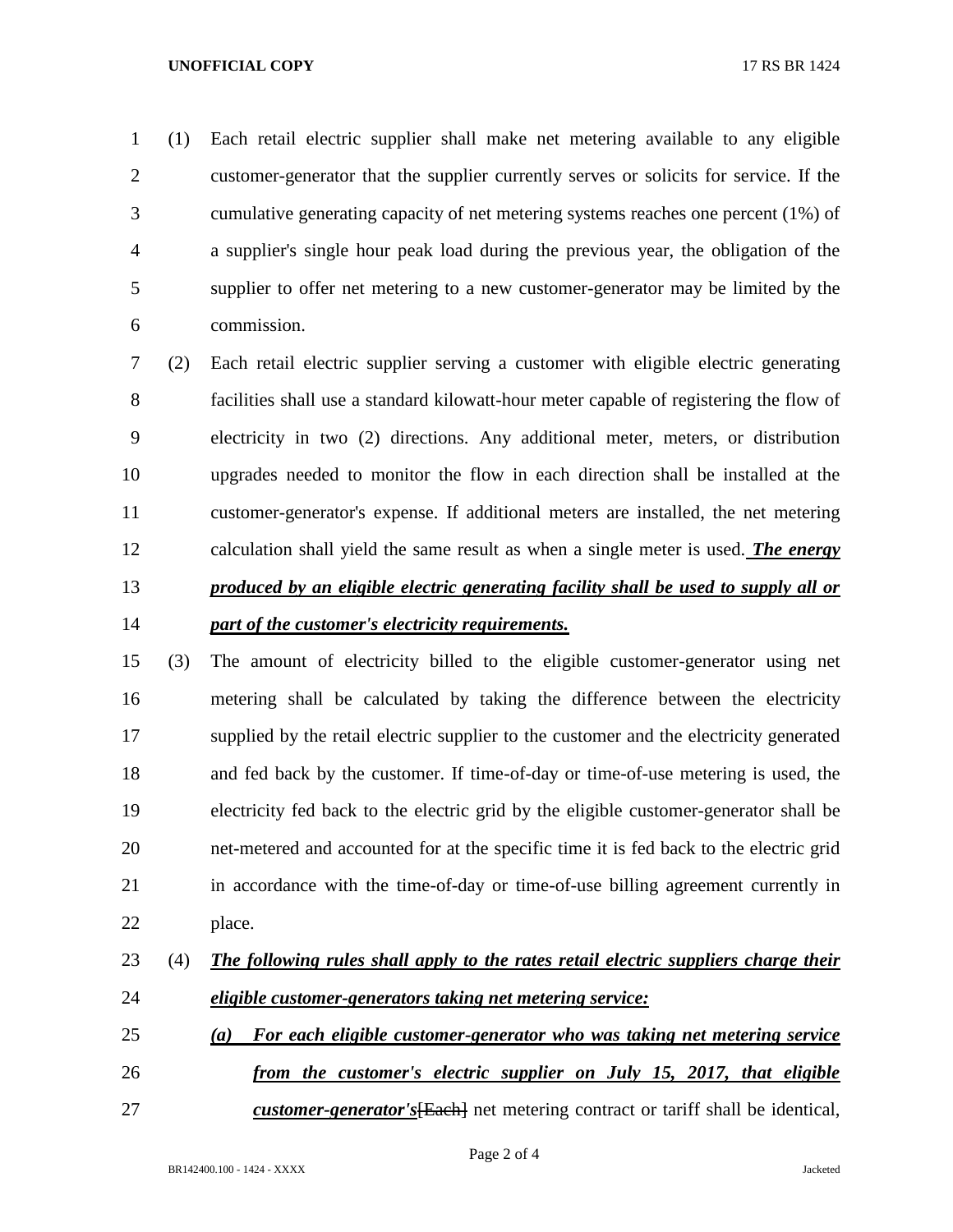(1) Each retail electric supplier shall make net metering available to any eligible customer-generator that the supplier currently serves or solicits for service. If the cumulative generating capacity of net metering systems reaches one percent (1%) of a supplier's single hour peak load during the previous year, the obligation of the supplier to offer net metering to a new customer-generator may be limited by the commission.

(2) Each retail electric supplier serving a customer with eligible electric generating facilities shall use a standard kilowatt-hour meter capable of registering the flow of electricity in two (2) directions. Any additional meter, meters, or distribution upgrades needed to monitor the flow in each direction shall be installed at the customer-generator's expense. If additional meters are installed, the net metering calculation shall yield the same result as when a single meter is used. ***The energy produced by an eligible electric generating facility shall be used to supply all or part of the customer's electricity requirements.***

(3) The amount of electricity billed to the eligible customer-generator using net metering shall be calculated by taking the difference between the electricity supplied by the retail electric supplier to the customer and the electricity generated and fed back by the customer. If time-of-day or time-of-use metering is used, the electricity fed back to the electric grid by the eligible customer-generator shall be net-metered and accounted for at the specific time it is fed back to the electric grid in accordance with the time-of-day or time-of-use billing agreement currently in place.

(4) ***The following rules shall apply to the rates retail electric suppliers charge their eligible customer-generators taking net metering service:***

***(a) For each eligible customer-generator who was taking net metering service from the customer's electric supplier on July 15, 2017, that eligible customer-generator's***~~[Each]~~ net metering contract or tariff shall be identical,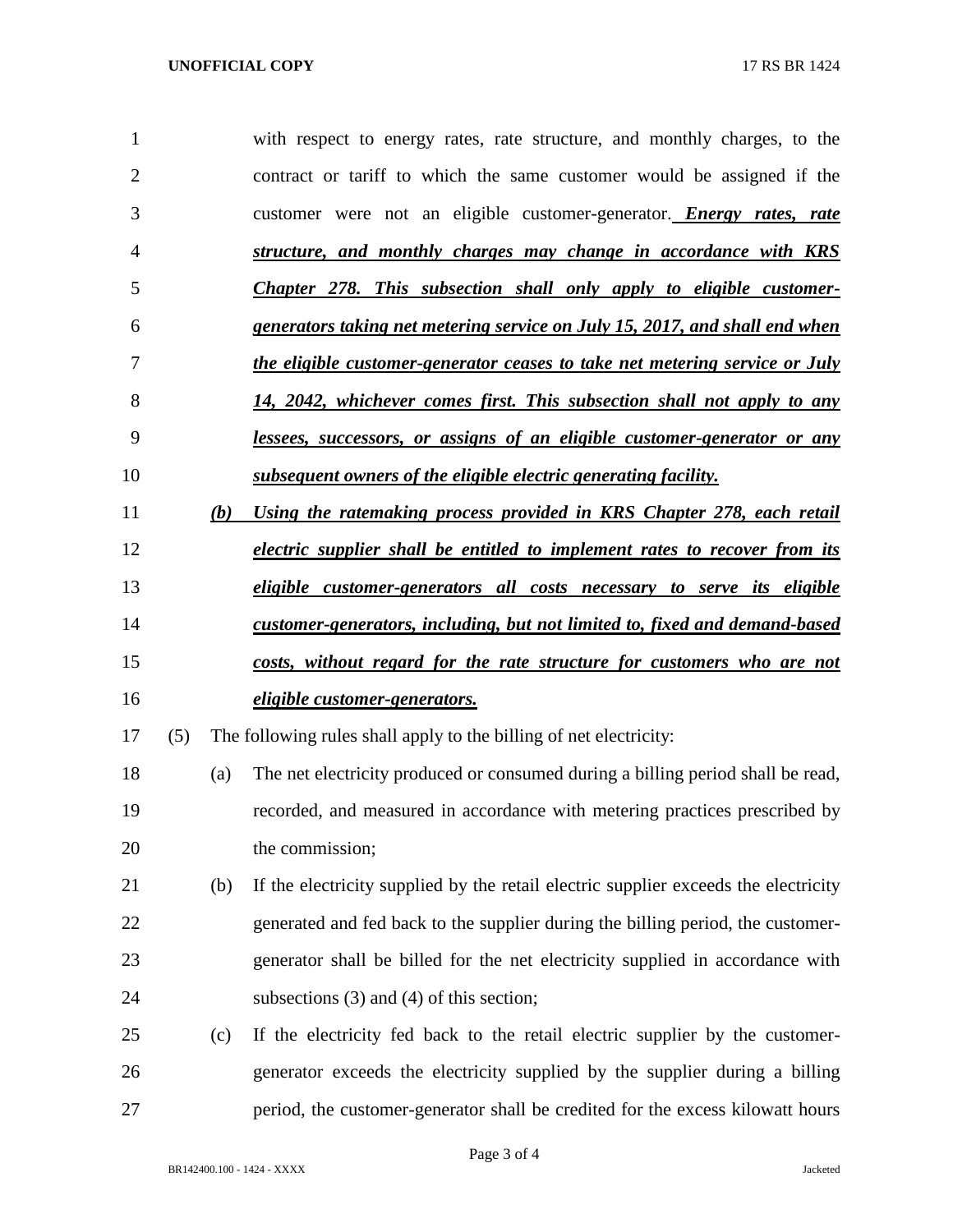with respect to energy rates, rate structure, and monthly charges, to the contract or tariff to which the same customer would be assigned if the customer were not an eligible customer-generator. ***Energy rates, rate structure, and monthly charges may change in accordance with KRS Chapter 278. This subsection shall only apply to eligible customer-generators taking net metering service on July 15, 2017, and shall end when the eligible customer-generator ceases to take net metering service or July 14, 2042, whichever comes first. This subsection shall not apply to any lessees, successors, or assigns of an eligible customer-generator or any subsequent owners of the eligible electric generating facility.***

***(b) Using the ratemaking process provided in KRS Chapter 278, each retail electric supplier shall be entitled to implement rates to recover from its eligible customer-generators all costs necessary to serve its eligible customer-generators, including, but not limited to, fixed and demand-based costs, without regard for the rate structure for customers who are not eligible customer-generators.***

(5) The following rules shall apply to the billing of net electricity:

(a) The net electricity produced or consumed during a billing period shall be read, recorded, and measured in accordance with metering practices prescribed by the commission;

(b) If the electricity supplied by the retail electric supplier exceeds the electricity generated and fed back to the supplier during the billing period, the customer-generator shall be billed for the net electricity supplied in accordance with subsections (3) and (4) of this section;

(c) If the electricity fed back to the retail electric supplier by the customer-generator exceeds the electricity supplied by the supplier during a billing period, the customer-generator shall be credited for the excess kilowatt hours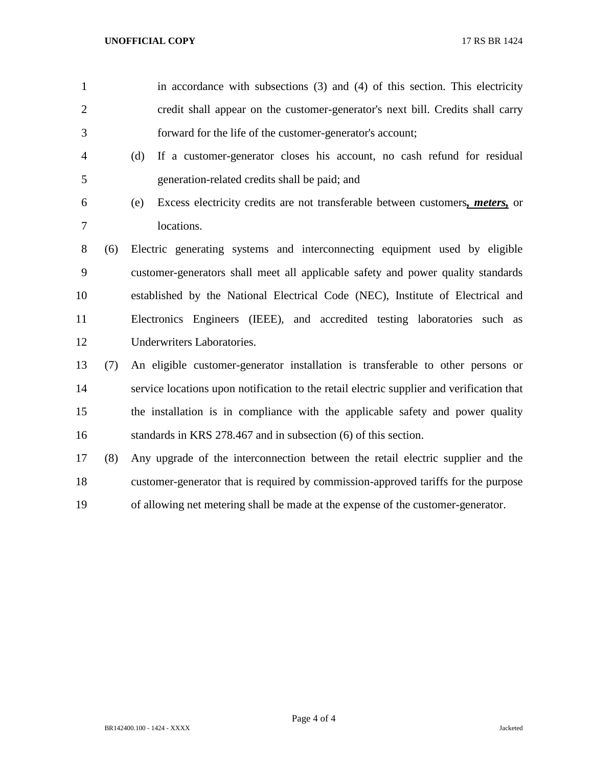in accordance with subsections (3) and (4) of this section. This electricity credit shall appear on the customer-generator's next bill. Credits shall carry forward for the life of the customer-generator's account;

(d) If a customer-generator closes his account, no cash refund for residual generation-related credits shall be paid; and

(e) Excess electricity credits are not transferable between customers***, meters,*** or locations.

(6) Electric generating systems and interconnecting equipment used by eligible customer-generators shall meet all applicable safety and power quality standards established by the National Electrical Code (NEC), Institute of Electrical and Electronics Engineers (IEEE), and accredited testing laboratories such as Underwriters Laboratories.

(7) An eligible customer-generator installation is transferable to other persons or service locations upon notification to the retail electric supplier and verification that the installation is in compliance with the applicable safety and power quality standards in KRS 278.467 and in subsection (6) of this section.

(8) Any upgrade of the interconnection between the retail electric supplier and the customer-generator that is required by commission-approved tariffs for the purpose of allowing net metering shall be made at the expense of the customer-generator.